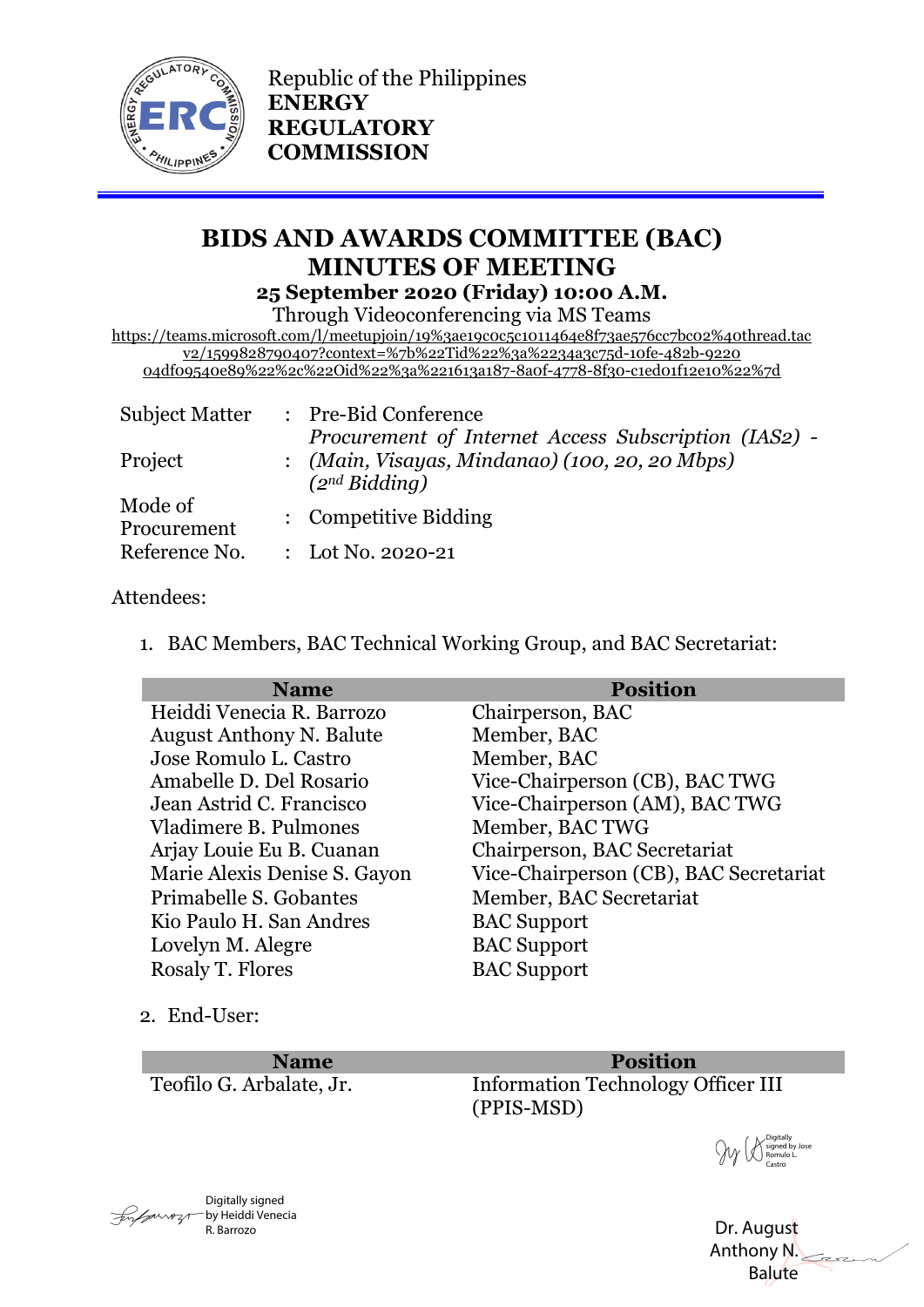Republic of the Philippines
**ENERGY REGULATORY COMMISSION**

# BIDS AND AWARDS COMMITTEE (BAC) MINUTES OF MEETING

**25 September 2020 (Friday) 10:00 A.M.**

Through Videoconferencing via MS Teams

https://teams.microsoft.com/l/meetupjoin/19%3ae19c0c5c1011464e8f73ae576cc7bc02%40thread.tacv2/1599828790407?context=%7b%22Tid%22%3a%2234a3c75d-10fe-482b-9220-04df09540e89%22%2c%22Oid%22%3a%221613a187-8a0f-4778-8f30-c1ed01f12e10%22%7d

| | | |
|---|---|---|
| Subject Matter | : | Pre-Bid Conference |
| Project | : | *Procurement of Internet Access Subscription (IAS2) - (Main, Visayas, Mindanao) (100, 20, 20 Mbps) (2nd Bidding)* |
| Mode of Procurement | : | Competitive Bidding |
| Reference No. | : | Lot No. 2020-21 |

Attendees:

1. BAC Members, BAC Technical Working Group, and BAC Secretariat:

| Name | Position |
|---|---|
| Heiddi Venecia R. Barrozo | Chairperson, BAC |
| August Anthony N. Balute | Member, BAC |
| Jose Romulo L. Castro | Member, BAC |
| Amabelle D. Del Rosario | Vice-Chairperson (CB), BAC TWG |
| Jean Astrid C. Francisco | Vice-Chairperson (AM), BAC TWG |
| Vladimere B. Pulmones | Member, BAC TWG |
| Arjay Louie Eu B. Cuanan | Chairperson, BAC Secretariat |
| Marie Alexis Denise S. Gayon | Vice-Chairperson (CB), BAC Secretariat |
| Primabelle S. Gobantes | Member, BAC Secretariat |
| Kio Paulo H. San Andres | BAC Support |
| Lovelyn M. Alegre | BAC Support |
| Rosaly T. Flores | BAC Support |

2. End-User:

| Name | Position |
|---|---|
| Teofilo G. Arbalate, Jr. | Information Technology Officer III (PPIS-MSD) |

Digitally signed by Jose Romulo L. Castro

Digitally signed by Heiddi Venecia R. Barrozo

Dr. August Anthony N. Balute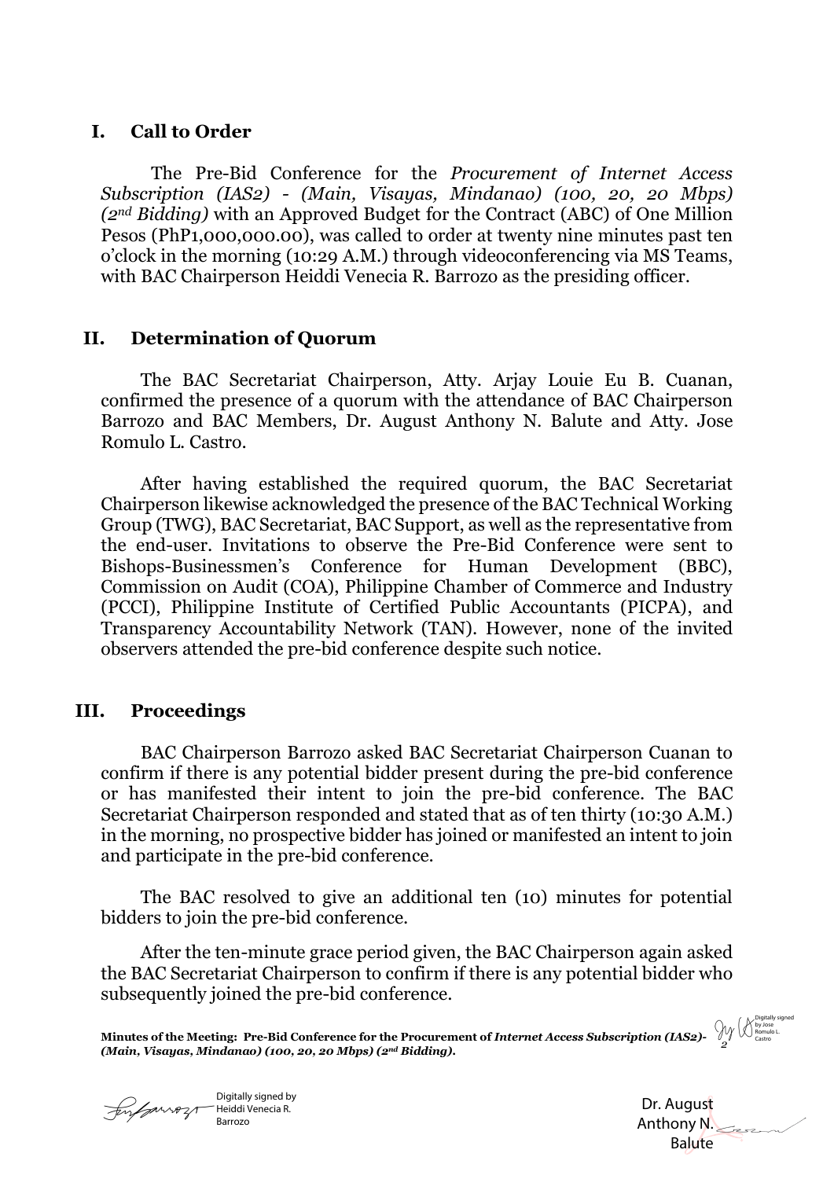## I. Call to Order

The Pre-Bid Conference for the *Procurement of Internet Access Subscription (IAS2) - (Main, Visayas, Mindanao) (100, 20, 20 Mbps) (2nd Bidding)* with an Approved Budget for the Contract (ABC) of One Million Pesos (PhP1,000,000.00), was called to order at twenty nine minutes past ten o'clock in the morning (10:29 A.M.) through videoconferencing via MS Teams, with BAC Chairperson Heiddi Venecia R. Barrozo as the presiding officer.

## II. Determination of Quorum

The BAC Secretariat Chairperson, Atty. Arjay Louie Eu B. Cuanan, confirmed the presence of a quorum with the attendance of BAC Chairperson Barrozo and BAC Members, Dr. August Anthony N. Balute and Atty. Jose Romulo L. Castro.

After having established the required quorum, the BAC Secretariat Chairperson likewise acknowledged the presence of the BAC Technical Working Group (TWG), BAC Secretariat, BAC Support, as well as the representative from the end-user. Invitations to observe the Pre-Bid Conference were sent to Bishops-Businessmen's Conference for Human Development (BBC), Commission on Audit (COA), Philippine Chamber of Commerce and Industry (PCCI), Philippine Institute of Certified Public Accountants (PICPA), and Transparency Accountability Network (TAN). However, none of the invited observers attended the pre-bid conference despite such notice.

## III. Proceedings

BAC Chairperson Barrozo asked BAC Secretariat Chairperson Cuanan to confirm if there is any potential bidder present during the pre-bid conference or has manifested their intent to join the pre-bid conference. The BAC Secretariat Chairperson responded and stated that as of ten thirty (10:30 A.M.) in the morning, no prospective bidder has joined or manifested an intent to join and participate in the pre-bid conference.

The BAC resolved to give an additional ten (10) minutes for potential bidders to join the pre-bid conference.

After the ten-minute grace period given, the BAC Chairperson again asked the BAC Secretariat Chairperson to confirm if there is any potential bidder who subsequently joined the pre-bid conference.

Digitally signed by Jose Romulo L. Castro

Digitally signed by Heiddi Venecia R. Barrozo

Dr. August Anthony N. Balute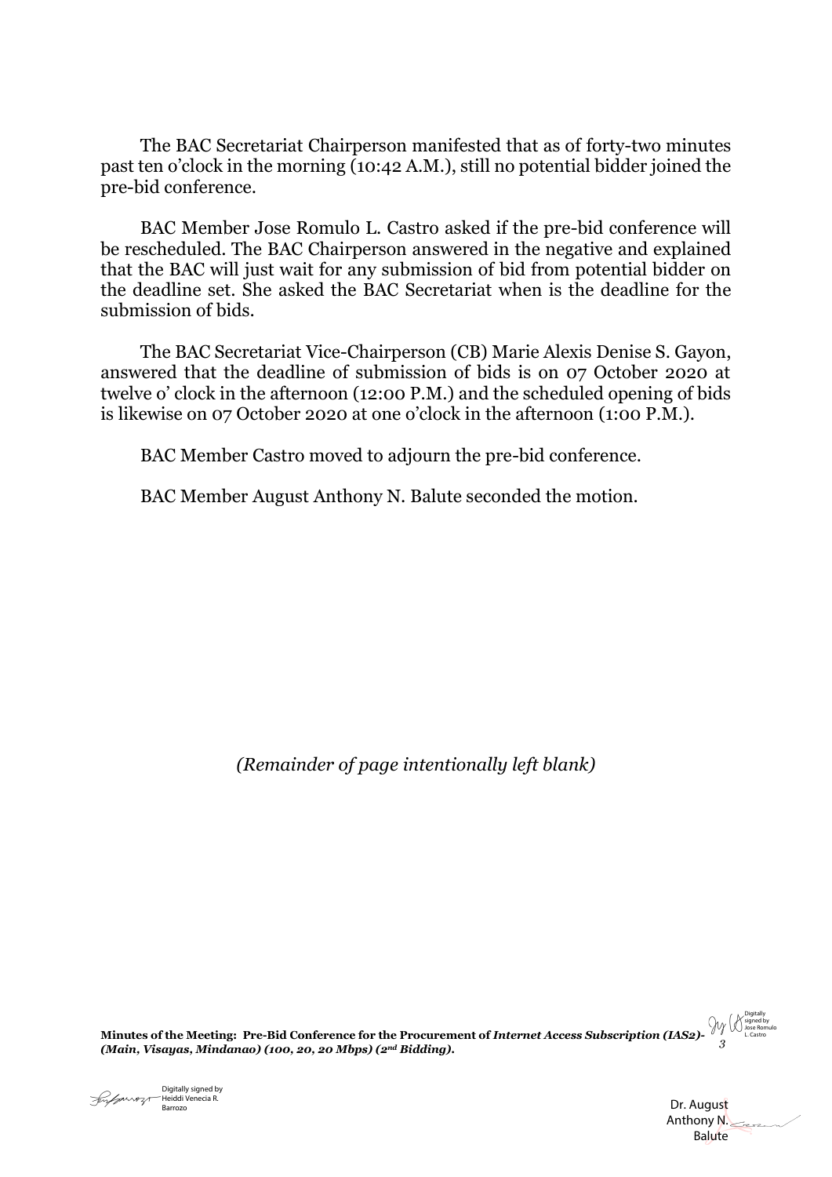The BAC Secretariat Chairperson manifested that as of forty-two minutes past ten o'clock in the morning (10:42 A.M.), still no potential bidder joined the pre-bid conference.

BAC Member Jose Romulo L. Castro asked if the pre-bid conference will be rescheduled. The BAC Chairperson answered in the negative and explained that the BAC will just wait for any submission of bid from potential bidder on the deadline set. She asked the BAC Secretariat when is the deadline for the submission of bids.

The BAC Secretariat Vice-Chairperson (CB) Marie Alexis Denise S. Gayon, answered that the deadline of submission of bids is on 07 October 2020 at twelve o' clock in the afternoon (12:00 P.M.) and the scheduled opening of bids is likewise on 07 October 2020 at one o'clock in the afternoon (1:00 P.M.).

BAC Member Castro moved to adjourn the pre-bid conference.

BAC Member August Anthony N. Balute seconded the motion.

*(Remainder of page intentionally left blank)*

**Minutes of the Meeting: Pre-Bid Conference for the Procurement of *Internet Access Subscription (IAS2)-(Main, Visayas, Mindanao) (100, 20, 20 Mbps) (2nd Bidding).***

Digitally signed by Jose Romulo L. Castro

Digitally signed by Heiddi Venecia R. Barrozo

Dr. August Anthony N. Balute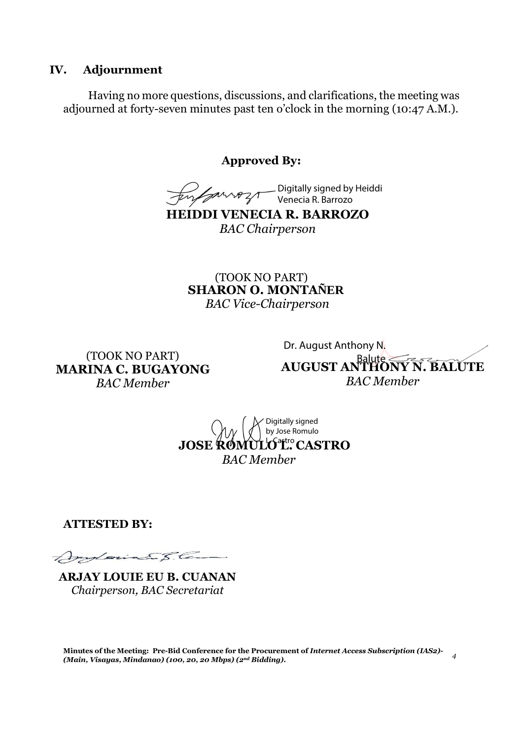## IV. Adjournment

Having no more questions, discussions, and clarifications, the meeting was adjourned at forty-seven minutes past ten o'clock in the morning (10:47 A.M.).

**Approved By:**

Digitally signed by Heiddi Venecia R. Barrozo

**HEIDDI VENECIA R. BARROZO**
*BAC Chairperson*

(TOOK NO PART)
**SHARON O. MONTAÑER**
*BAC Vice-Chairperson*

(TOOK NO PART)
**MARINA C. BUGAYONG**
*BAC Member*

Dr. August Anthony N. Balute

**AUGUST ANTHONY N. BALUTE**
*BAC Member*

Digitally signed by Jose Romulo L. Castro

**JOSE ROMULO L. CASTRO**
*BAC Member*

**ATTESTED BY:**

**ARJAY LOUIE EU B. CUANAN**
*Chairperson, BAC Secretariat*

**Minutes of the Meeting: Pre-Bid Conference for the Procurement of *Internet Access Subscription (IAS2)-(Main, Visayas, Mindanao) (100, 20, 20 Mbps) (2nd Bidding).***